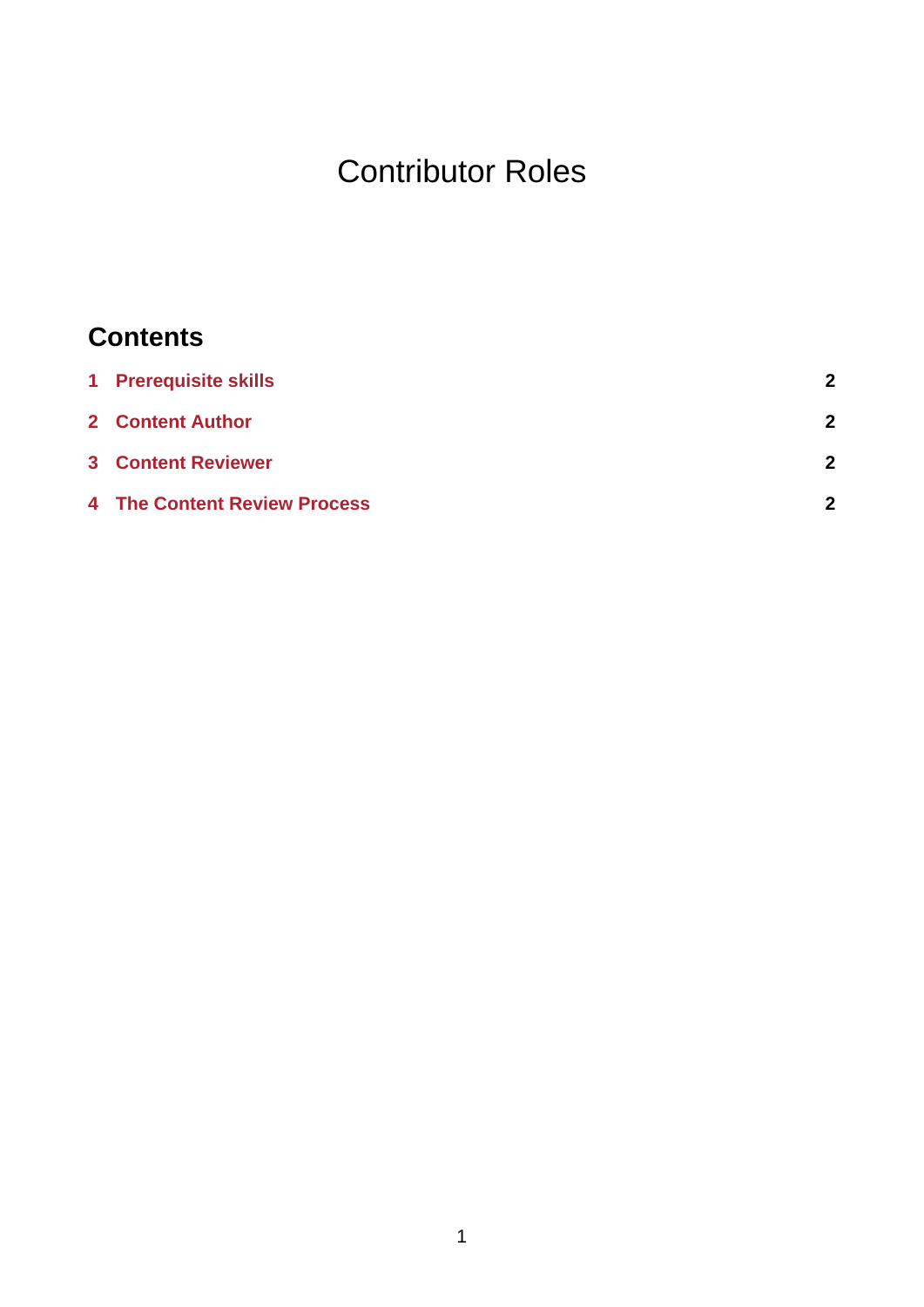# Contributor Roles

## Contents

| | | |
|---|---|---|
| 1 | Prerequisite skills | 2 |
| 2 | Content Author | 2 |
| 3 | Content Reviewer | 2 |
| 4 | The Content Review Process | 2 |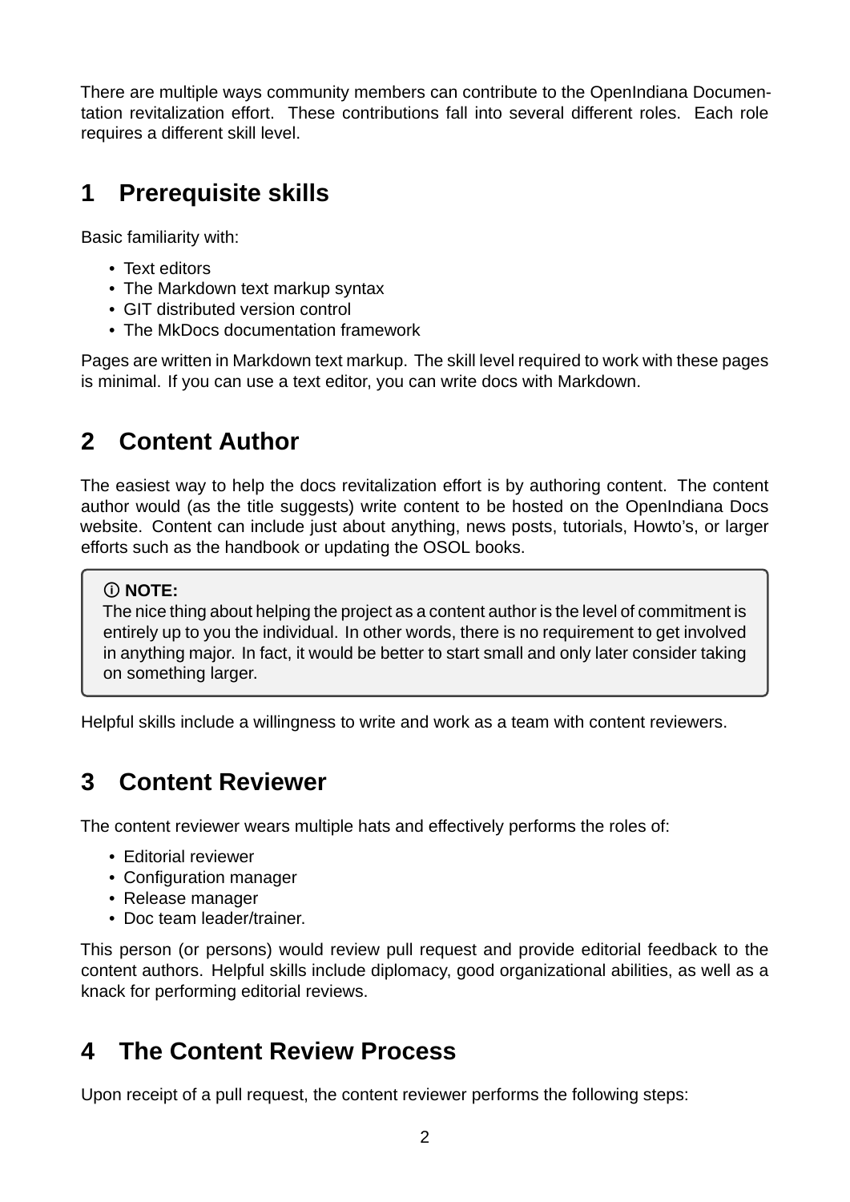There are multiple ways community members can contribute to the OpenIndiana Documentation revitalization effort. These contributions fall into several different roles. Each role requires a different skill level.

## 1 Prerequisite skills

Basic familiarity with:

- Text editors
- The Markdown text markup syntax
- GIT distributed version control
- The MkDocs documentation framework

Pages are written in Markdown text markup. The skill level required to work with these pages is minimal. If you can use a text editor, you can write docs with Markdown.

## 2 Content Author

The easiest way to help the docs revitalization effort is by authoring content. The content author would (as the title suggests) write content to be hosted on the OpenIndiana Docs website. Content can include just about anything, news posts, tutorials, Howto's, or larger efforts such as the handbook or updating the OSOL books.

> ⓘ **NOTE:**
> The nice thing about helping the project as a content author is the level of commitment is entirely up to you the individual. In other words, there is no requirement to get involved in anything major. In fact, it would be better to start small and only later consider taking on something larger.

Helpful skills include a willingness to write and work as a team with content reviewers.

## 3 Content Reviewer

The content reviewer wears multiple hats and effectively performs the roles of:

- Editorial reviewer
- Configuration manager
- Release manager
- Doc team leader/trainer.

This person (or persons) would review pull request and provide editorial feedback to the content authors. Helpful skills include diplomacy, good organizational abilities, as well as a knack for performing editorial reviews.

## 4 The Content Review Process

Upon receipt of a pull request, the content reviewer performs the following steps: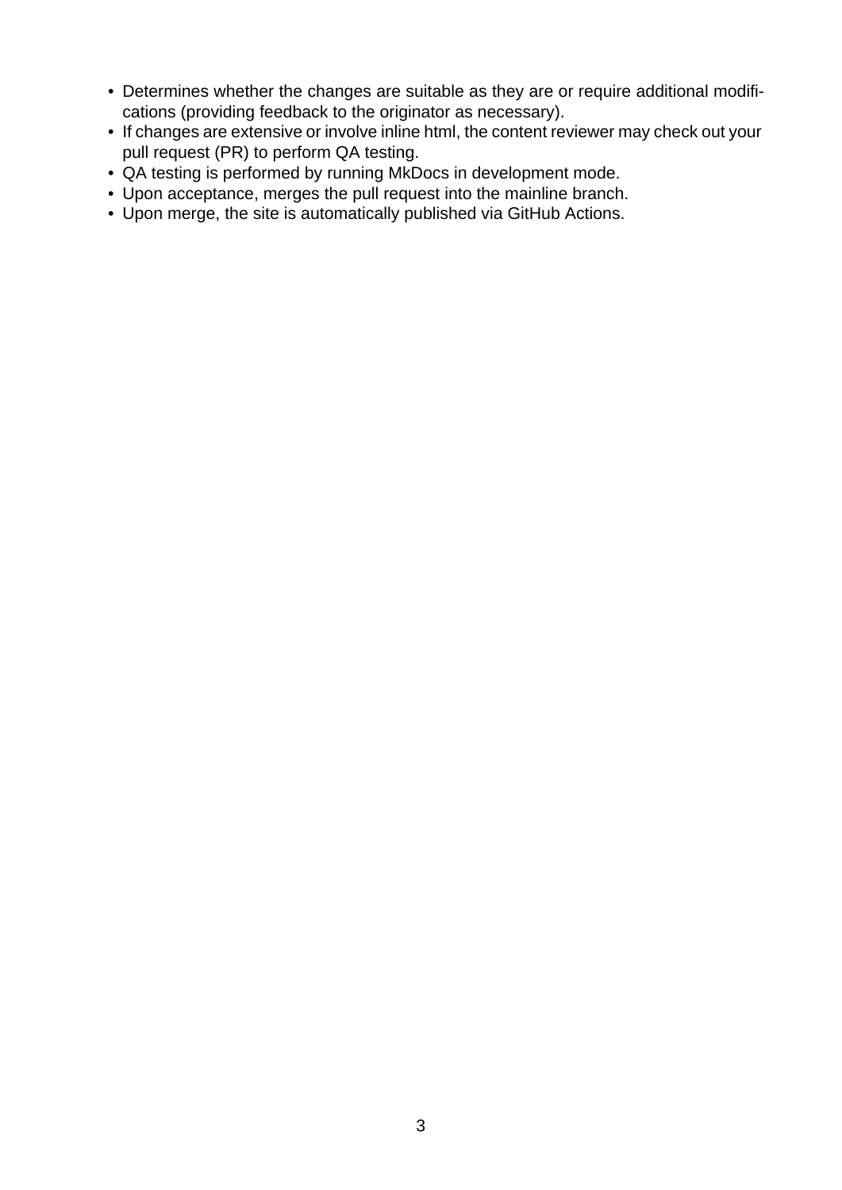- Determines whether the changes are suitable as they are or require additional modifications (providing feedback to the originator as necessary).
- If changes are extensive or involve inline html, the content reviewer may check out your pull request (PR) to perform QA testing.
- QA testing is performed by running MkDocs in development mode.
- Upon acceptance, merges the pull request into the mainline branch.
- Upon merge, the site is automatically published via GitHub Actions.